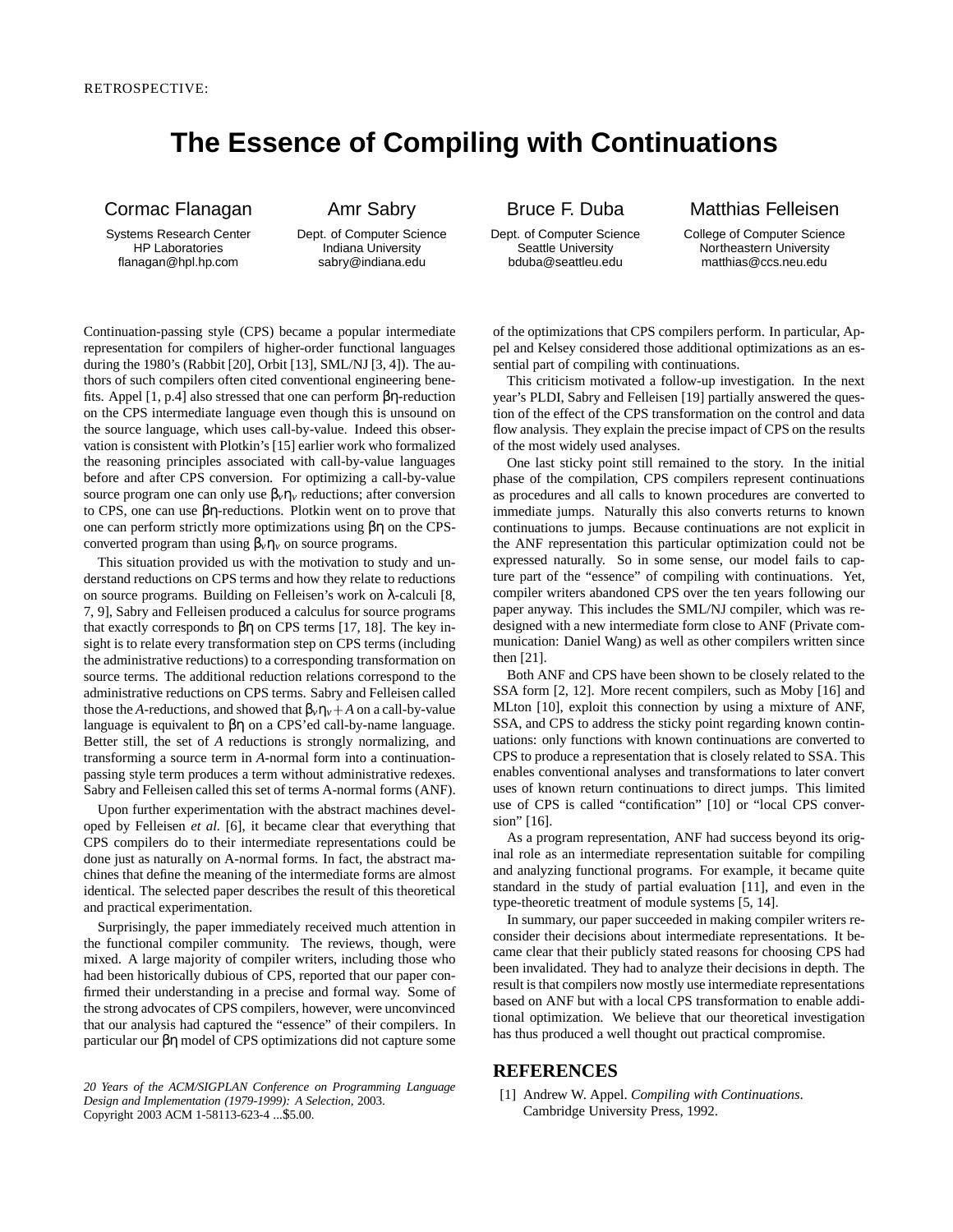RETROSPECTIVE:

# The Essence of Compiling with Continuations

Cormac Flanagan
Systems Research Center
HP Laboratories
flanagan@hpl.hp.com

Amr Sabry
Dept. of Computer Science
Indiana University
sabry@indiana.edu

Bruce F. Duba
Dept. of Computer Science
Seattle University
bduba@seattleu.edu

Matthias Felleisen
College of Computer Science
Northeastern University
matthias@ccs.neu.edu

Continuation-passing style (CPS) became a popular intermediate representation for compilers of higher-order functional languages during the 1980's (Rabbit [20], Orbit [13], SML/NJ [3, 4]). The authors of such compilers often cited conventional engineering benefits. Appel [1, p.4] also stressed that one can perform $\beta\eta$-reduction on the CPS intermediate language even though this is unsound on the source language, which uses call-by-value. Indeed this observation is consistent with Plotkin's [15] earlier work who formalized the reasoning principles associated with call-by-value languages before and after CPS conversion. For optimizing a call-by-value source program one can only use $\beta_v\eta_v$ reductions; after conversion to CPS, one can use $\beta\eta$-reductions. Plotkin went on to prove that one can perform strictly more optimizations using $\beta\eta$ on the CPS-converted program than using $\beta_v\eta_v$ on source programs.

This situation provided us with the motivation to study and understand reductions on CPS terms and how they relate to reductions on source programs. Building on Felleisen's work on $\lambda$-calculi [8, 7, 9], Sabry and Felleisen produced a calculus for source programs that exactly corresponds to $\beta\eta$ on CPS terms [17, 18]. The key insight is to relate every transformation step on CPS terms (including the administrative reductions) to a corresponding transformation on source terms. The additional reduction relations correspond to the administrative reductions on CPS terms. Sabry and Felleisen called those the *A*-reductions, and showed that $\beta_v\eta_v + A$ on a call-by-value language is equivalent to $\beta\eta$ on a CPS'ed call-by-name language. Better still, the set of *A* reductions is strongly normalizing, and transforming a source term in *A*-normal form into a continuation-passing style term produces a term without administrative redexes. Sabry and Felleisen called this set of terms A-normal forms (ANF).

Upon further experimentation with the abstract machines developed by Felleisen *et al.* [6], it became clear that everything that CPS compilers do to their intermediate representations could be done just as naturally on A-normal forms. In fact, the abstract machines that define the meaning of the intermediate forms are almost identical. The selected paper describes the result of this theoretical and practical experimentation.

Surprisingly, the paper immediately received much attention in the functional compiler community. The reviews, though, were mixed. A large majority of compiler writers, including those who had been historically dubious of CPS, reported that our paper confirmed their understanding in a precise and formal way. Some of the strong advocates of CPS compilers, however, were unconvinced that our analysis had captured the "essence" of their compilers. In particular our $\beta\eta$ model of CPS optimizations did not capture some of the optimizations that CPS compilers perform. In particular, Appel and Kelsey considered those additional optimizations as an essential part of compiling with continuations.

This criticism motivated a follow-up investigation. In the next year's PLDI, Sabry and Felleisen [19] partially answered the question of the effect of the CPS transformation on the control and data flow analysis. They explain the precise impact of CPS on the results of the most widely used analyses.

One last sticky point still remained to the story. In the initial phase of the compilation, CPS compilers represent continuations as procedures and all calls to known procedures are converted to immediate jumps. Naturally this also converts returns to known continuations to jumps. Because continuations are not explicit in the ANF representation this particular optimization could not be expressed naturally. So in some sense, our model fails to capture part of the "essence" of compiling with continuations. Yet, compiler writers abandoned CPS over the ten years following our paper anyway. This includes the SML/NJ compiler, which was redesigned with a new intermediate form close to ANF (Private communication: Daniel Wang) as well as other compilers written since then [21].

Both ANF and CPS have been shown to be closely related to the SSA form [2, 12]. More recent compilers, such as Moby [16] and MLton [10], exploit this connection by using a mixture of ANF, SSA, and CPS to address the sticky point regarding known continuations: only functions with known continuations are converted to CPS to produce a representation that is closely related to SSA. This enables conventional analyses and transformations to later convert uses of known return continuations to direct jumps. This limited use of CPS is called "contification" [10] or "local CPS conversion" [16].

As a program representation, ANF had success beyond its original role as an intermediate representation suitable for compiling and analyzing functional programs. For example, it became quite standard in the study of partial evaluation [11], and even in the type-theoretic treatment of module systems [5, 14].

In summary, our paper succeeded in making compiler writers reconsider their decisions about intermediate representations. It became clear that their publicly stated reasons for choosing CPS had been invalidated. They had to analyze their decisions in depth. The result is that compilers now mostly use intermediate representations based on ANF but with a local CPS transformation to enable additional optimization. We believe that our theoretical investigation has thus produced a well thought out practical compromise.

*20 Years of the ACM/SIGPLAN Conference on Programming Language Design and Implementation (1979-1999): A Selection,* 2003.
Copyright 2003 ACM 1-58113-623-4 ...$5.00.

## REFERENCES

[1] Andrew W. Appel. *Compiling with Continuations*. Cambridge University Press, 1992.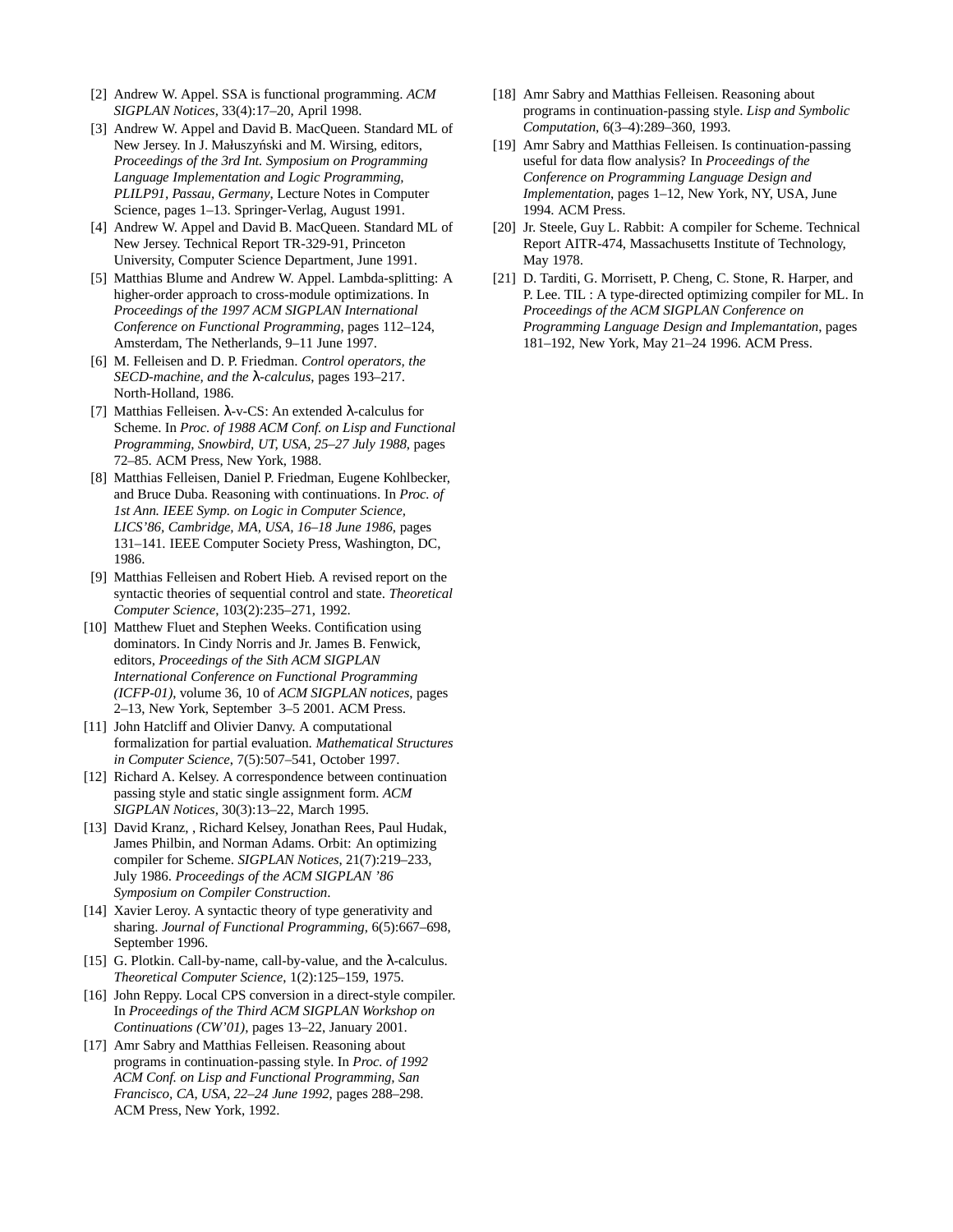[2] Andrew W. Appel. SSA is functional programming. *ACM SIGPLAN Notices*, 33(4):17–20, April 1998.

[3] Andrew W. Appel and David B. MacQueen. Standard ML of New Jersey. In J. Małuszyński and M. Wirsing, editors, *Proceedings of the 3rd Int. Symposium on Programming Language Implementation and Logic Programming, PLILP91, Passau, Germany*, Lecture Notes in Computer Science, pages 1–13. Springer-Verlag, August 1991.

[4] Andrew W. Appel and David B. MacQueen. Standard ML of New Jersey. Technical Report TR-329-91, Princeton University, Computer Science Department, June 1991.

[5] Matthias Blume and Andrew W. Appel. Lambda-splitting: A higher-order approach to cross-module optimizations. In *Proceedings of the 1997 ACM SIGPLAN International Conference on Functional Programming*, pages 112–124, Amsterdam, The Netherlands, 9–11 June 1997.

[6] M. Felleisen and D. P. Friedman. *Control operators, the SECD-machine, and the λ-calculus*, pages 193–217. North-Holland, 1986.

[7] Matthias Felleisen. λ-v-CS: An extended λ-calculus for Scheme. In *Proc. of 1988 ACM Conf. on Lisp and Functional Programming, Snowbird, UT, USA, 25–27 July 1988*, pages 72–85. ACM Press, New York, 1988.

[8] Matthias Felleisen, Daniel P. Friedman, Eugene Kohlbecker, and Bruce Duba. Reasoning with continuations. In *Proc. of 1st Ann. IEEE Symp. on Logic in Computer Science, LICS'86, Cambridge, MA, USA, 16–18 June 1986*, pages 131–141. IEEE Computer Society Press, Washington, DC, 1986.

[9] Matthias Felleisen and Robert Hieb. A revised report on the syntactic theories of sequential control and state. *Theoretical Computer Science*, 103(2):235–271, 1992.

[10] Matthew Fluet and Stephen Weeks. Contification using dominators. In Cindy Norris and Jr. James B. Fenwick, editors, *Proceedings of the Sith ACM SIGPLAN International Conference on Functional Programming (ICFP-01)*, volume 36, 10 of *ACM SIGPLAN notices*, pages 2–13, New York, September 3–5 2001. ACM Press.

[11] John Hatcliff and Olivier Danvy. A computational formalization for partial evaluation. *Mathematical Structures in Computer Science*, 7(5):507–541, October 1997.

[12] Richard A. Kelsey. A correspondence between continuation passing style and static single assignment form. *ACM SIGPLAN Notices*, 30(3):13–22, March 1995.

[13] David Kranz, , Richard Kelsey, Jonathan Rees, Paul Hudak, James Philbin, and Norman Adams. Orbit: An optimizing compiler for Scheme. *SIGPLAN Notices*, 21(7):219–233, July 1986. *Proceedings of the ACM SIGPLAN '86 Symposium on Compiler Construction*.

[14] Xavier Leroy. A syntactic theory of type generativity and sharing. *Journal of Functional Programming*, 6(5):667–698, September 1996.

[15] G. Plotkin. Call-by-name, call-by-value, and the λ-calculus. *Theoretical Computer Science*, 1(2):125–159, 1975.

[16] John Reppy. Local CPS conversion in a direct-style compiler. In *Proceedings of the Third ACM SIGPLAN Workshop on Continuations (CW'01)*, pages 13–22, January 2001.

[17] Amr Sabry and Matthias Felleisen. Reasoning about programs in continuation-passing style. In *Proc. of 1992 ACM Conf. on Lisp and Functional Programming, San Francisco, CA, USA, 22–24 June 1992*, pages 288–298. ACM Press, New York, 1992.

[18] Amr Sabry and Matthias Felleisen. Reasoning about programs in continuation-passing style. *Lisp and Symbolic Computation*, 6(3–4):289–360, 1993.

[19] Amr Sabry and Matthias Felleisen. Is continuation-passing useful for data flow analysis? In *Proceedings of the Conference on Programming Language Design and Implementation*, pages 1–12, New York, NY, USA, June 1994. ACM Press.

[20] Jr. Steele, Guy L. Rabbit: A compiler for Scheme. Technical Report AITR-474, Massachusetts Institute of Technology, May 1978.

[21] D. Tarditi, G. Morrisett, P. Cheng, C. Stone, R. Harper, and P. Lee. TIL : A type-directed optimizing compiler for ML. In *Proceedings of the ACM SIGPLAN Conference on Programming Language Design and Implemantation*, pages 181–192, New York, May 21–24 1996. ACM Press.